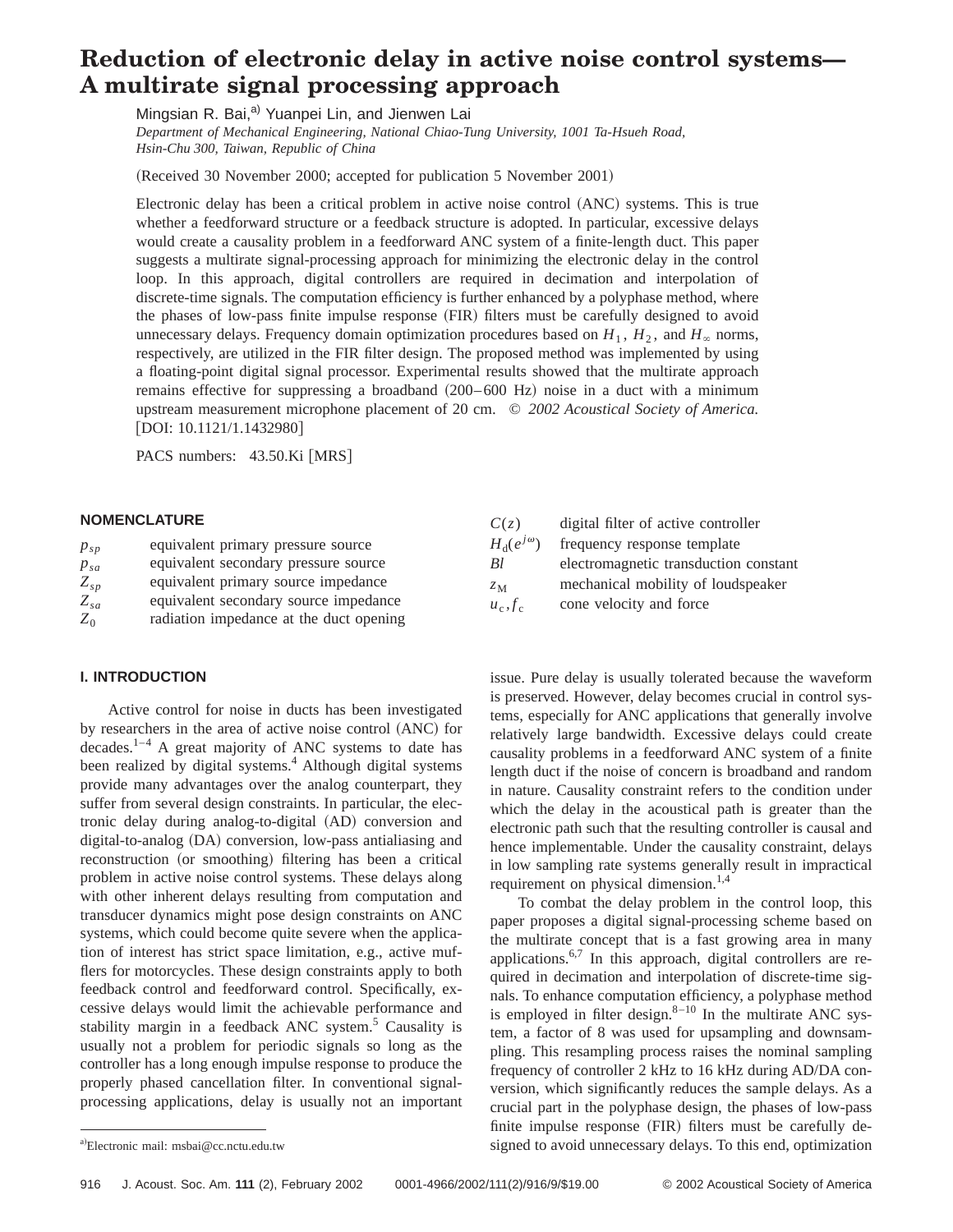# Reduction of electronic delay in active noise control systems— A multirate signal processing approach

Mingsian R. Bai,[a] Yuanpei Lin, and Jienwen Lai

*Department of Mechanical Engineering, National Chiao-Tung University, 1001 Ta-Hsueh Road, Hsin-Chu 300, Taiwan, Republic of China*

(Received 30 November 2000; accepted for publication 5 November 2001)

Electronic delay has been a critical problem in active noise control (ANC) systems. This is true whether a feedforward structure or a feedback structure is adopted. In particular, excessive delays would create a causality problem in a feedforward ANC system of a finite-length duct. This paper suggests a multirate signal-processing approach for minimizing the electronic delay in the control loop. In this approach, digital controllers are required in decimation and interpolation of discrete-time signals. The computation efficiency is further enhanced by a polyphase method, where the phases of low-pass finite impulse response (FIR) filters must be carefully designed to avoid unnecessary delays. Frequency domain optimization procedures based on $H_1$, $H_2$, and $H_\infty$ norms, respectively, are utilized in the FIR filter design. The proposed method was implemented by using a floating-point digital signal processor. Experimental results showed that the multirate approach remains effective for suppressing a broadband (200–600 Hz) noise in a duct with a minimum upstream measurement microphone placement of 20 cm. © *2002 Acoustical Society of America.* [DOI: 10.1121/1.1432980]

PACS numbers: 43.50.Ki [MRS]

## NOMENCLATURE

| | |
|---|---|
| $p_{sp}$ | equivalent primary pressure source |
| $p_{sa}$ | equivalent secondary pressure source |
| $Z_{sp}$ | equivalent primary source impedance |
| $Z_{sa}$ | equivalent secondary source impedance |
| $Z_0$ | radiation impedance at the duct opening |
| $C(z)$ | digital filter of active controller |
| $H_d(e^{j\omega})$ | frequency response template |
| $Bl$ | electromagnetic transduction constant |
| $z_M$ | mechanical mobility of loudspeaker |
| $u_c, f_c$ | cone velocity and force |

## I. INTRODUCTION

Active control for noise in ducts has been investigated by researchers in the area of active noise control (ANC) for decades.[1–4] A great majority of ANC systems to date has been realized by digital systems.[4] Although digital systems provide many advantages over the analog counterpart, they suffer from several design constraints. In particular, the electronic delay during analog-to-digital (AD) conversion and digital-to-analog (DA) conversion, low-pass antialiasing and reconstruction (or smoothing) filtering has been a critical problem in active noise control systems. These delays along with other inherent delays resulting from computation and transducer dynamics might pose design constraints on ANC systems, which could become quite severe when the application of interest has strict space limitation, e.g., active mufflers for motorcycles. These design constraints apply to both feedback control and feedforward control. Specifically, excessive delays would limit the achievable performance and stability margin in a feedback ANC system.[5] Causality is usually not a problem for periodic signals so long as the controller has a long enough impulse response to produce the properly phased cancellation filter. In conventional signal-processing applications, delay is usually not an important issue. Pure delay is usually tolerated because the waveform is preserved. However, delay becomes crucial in control systems, especially for ANC applications that generally involve relatively large bandwidth. Excessive delays could create causality problems in a feedforward ANC system of a finite length duct if the noise of concern is broadband and random in nature. Causality constraint refers to the condition under which the delay in the acoustical path is greater than the electronic path such that the resulting controller is causal and hence implementable. Under the causality constraint, delays in low sampling rate systems generally result in impractical requirement on physical dimension.[1,4]

To combat the delay problem in the control loop, this paper proposes a digital signal-processing scheme based on the multirate concept that is a fast growing area in many applications.[6,7] In this approach, digital controllers are required in decimation and interpolation of discrete-time signals. To enhance computation efficiency, a polyphase method is employed in filter design.[8–10] In the multirate ANC system, a factor of 8 was used for upsampling and downsampling. This resampling process raises the nominal sampling frequency of controller 2 kHz to 16 kHz during AD/DA conversion, which significantly reduces the sample delays. As a crucial part in the polyphase design, the phases of low-pass finite impulse response (FIR) filters must be carefully designed to avoid unnecessary delays. To this end, optimization

[a]Electronic mail: msbai@cc.nctu.edu.tw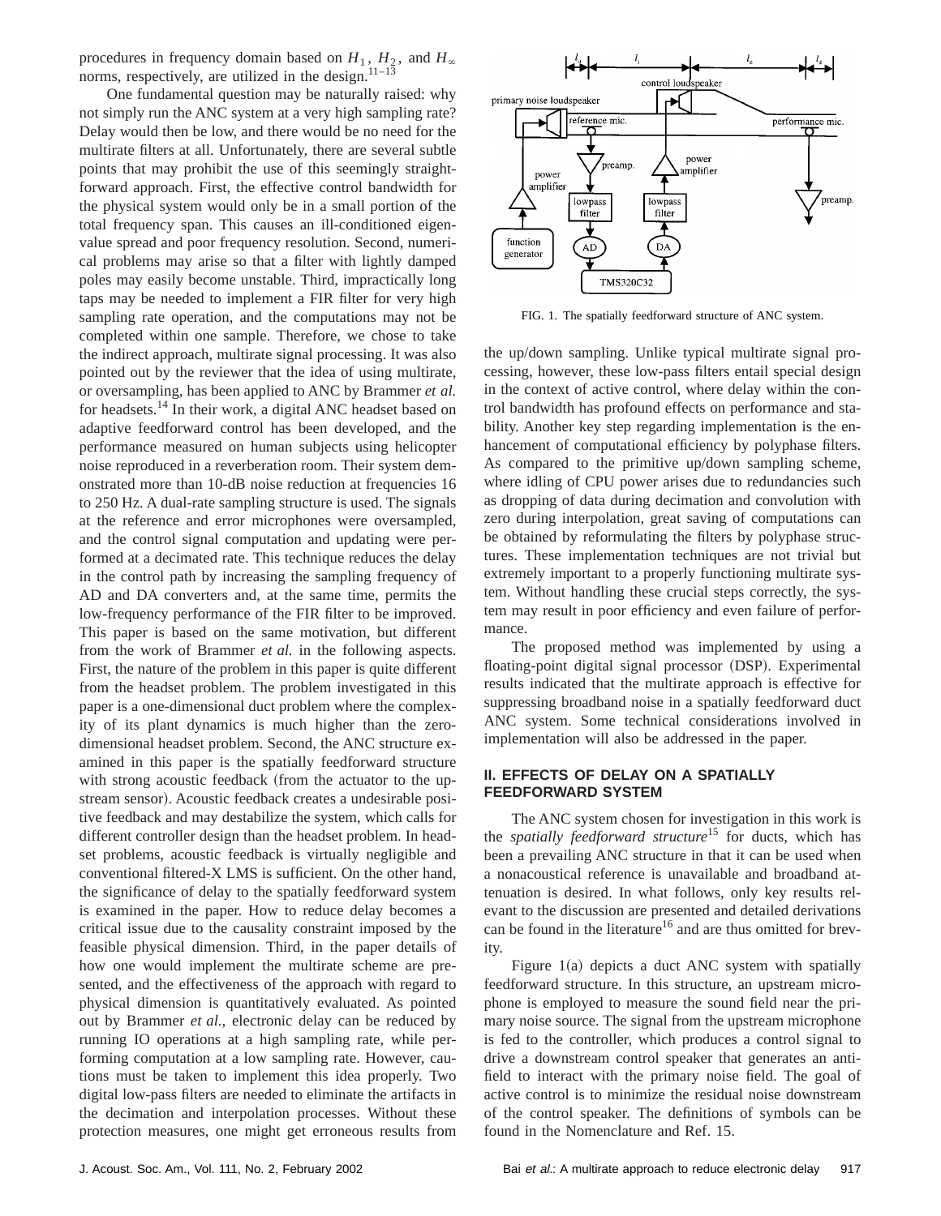procedures in frequency domain based on $H_1$, $H_2$, and $H_\infty$ norms, respectively, are utilized in the design.[11–13]

One fundamental question may be naturally raised: why not simply run the ANC system at a very high sampling rate? Delay would then be low, and there would be no need for the multirate filters at all. Unfortunately, there are several subtle points that may prohibit the use of this seemingly straightforward approach. First, the effective control bandwidth for the physical system would only be in a small portion of the total frequency span. This causes an ill-conditioned eigenvalue spread and poor frequency resolution. Second, numerical problems may arise so that a filter with lightly damped poles may easily become unstable. Third, impractically long taps may be needed to implement a FIR filter for very high sampling rate operation, and the computations may not be completed within one sample. Therefore, we chose to take the indirect approach, multirate signal processing. It was also pointed out by the reviewer that the idea of using multirate, or oversampling, has been applied to ANC by Brammer *et al.* for headsets.[14] In their work, a digital ANC headset based on adaptive feedforward control has been developed, and the performance measured on human subjects using helicopter noise reproduced in a reverberation room. Their system demonstrated more than 10-dB noise reduction at frequencies 16 to 250 Hz. A dual-rate sampling structure is used. The signals at the reference and error microphones were oversampled, and the control signal computation and updating were performed at a decimated rate. This technique reduces the delay in the control path by increasing the sampling frequency of AD and DA converters and, at the same time, permits the low-frequency performance of the FIR filter to be improved. This paper is based on the same motivation, but different from the work of Brammer *et al.* in the following aspects. First, the nature of the problem in this paper is quite different from the headset problem. The problem investigated in this paper is a one-dimensional duct problem where the complexity of its plant dynamics is much higher than the zero-dimensional headset problem. Second, the ANC structure examined in this paper is the spatially feedforward structure with strong acoustic feedback (from the actuator to the upstream sensor). Acoustic feedback creates a undesirable positive feedback and may destabilize the system, which calls for different controller design than the headset problem. In headset problems, acoustic feedback is virtually negligible and conventional filtered-X LMS is sufficient. On the other hand, the significance of delay to the spatially feedforward system is examined in the paper. How to reduce delay becomes a critical issue due to the causality constraint imposed by the feasible physical dimension. Third, in the paper details of how one would implement the multirate scheme are presented, and the effectiveness of the approach with regard to physical dimension is quantitatively evaluated. As pointed out by Brammer *et al.*, electronic delay can be reduced by running IO operations at a high sampling rate, while performing computation at a low sampling rate. However, cautions must be taken to implement this idea properly. Two digital low-pass filters are needed to eliminate the artifacts in the decimation and interpolation processes. Without these protection measures, one might get erroneous results from the up/down sampling. Unlike typical multirate signal processing, however, these low-pass filters entail special design in the context of active control, where delay within the control bandwidth has profound effects on performance and stability. Another key step regarding implementation is the enhancement of computational efficiency by polyphase filters. As compared to the primitive up/down sampling scheme, where idling of CPU power arises due to redundancies such as dropping of data during decimation and convolution with zero during interpolation, great saving of computations can be obtained by reformulating the filters by polyphase structures. These implementation techniques are not trivial but extremely important to a properly functioning multirate system. Without handling these crucial steps correctly, the system may result in poor efficiency and even failure of performance.

The proposed method was implemented by using a floating-point digital signal processor (DSP). Experimental results indicated that the multirate approach is effective for suppressing broadband noise in a spatially feedforward duct ANC system. Some technical considerations involved in implementation will also be addressed in the paper.

$l_s$ $l_i$ $l_e$ $l_g$
control loudspeaker
primary noise loudspeaker
reference mic.
performance mic.
preamp.
power amplifier
power amplifier
preamp.
lowpass filter
lowpass filter
function generator
AD
DA
TMS320C32

FIG. 1. The spatially feedforward structure of ANC system.

## II. EFFECTS OF DELAY ON A SPATIALLY FEEDFORWARD SYSTEM

The ANC system chosen for investigation in this work is the *spatially feedforward structure*[15] for ducts, which has been a prevailing ANC structure in that it can be used when a nonacoustical reference is unavailable and broadband attenuation is desired. In what follows, only key results relevant to the discussion are presented and detailed derivations can be found in the literature[16] and are thus omitted for brevity.

Figure 1(a) depicts a duct ANC system with spatially feedforward structure. In this structure, an upstream microphone is employed to measure the sound field near the primary noise source. The signal from the upstream microphone is fed to the controller, which produces a control signal to drive a downstream control speaker that generates an antifield to interact with the primary noise field. The goal of active control is to minimize the residual noise downstream of the control speaker. The definitions of symbols can be found in the Nomenclature and Ref. 15.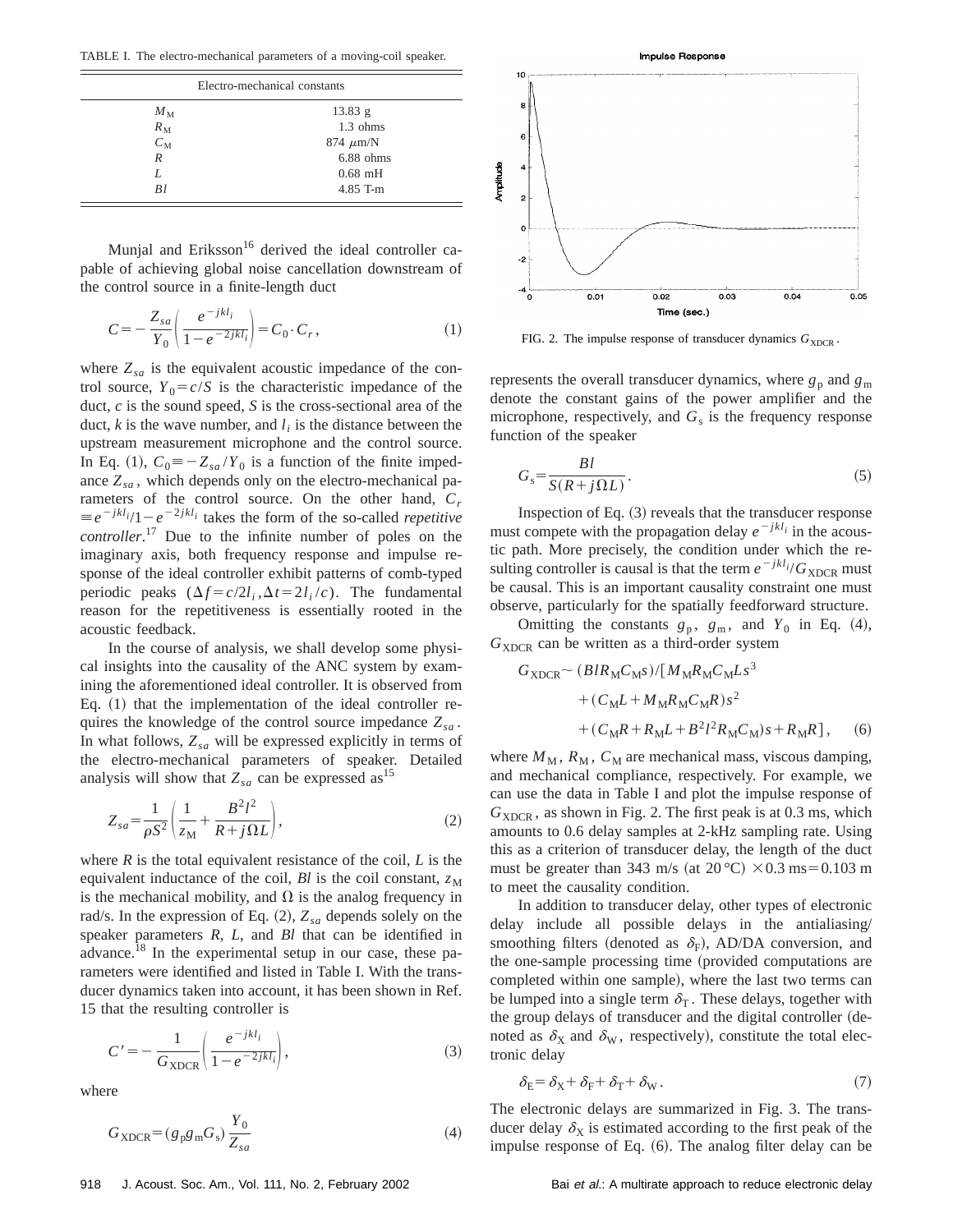TABLE I. The electro-mechanical parameters of a moving-coil speaker.

| Electro-mechanical constants | |
|---|---|
| $M_M$ | 13.83 g |
| $R_M$ | 1.3 ohms |
| $C_M$ | 874 $\mu$m/N |
| $R$ | 6.88 ohms |
| $L$ | 0.68 mH |
| $Bl$ | 4.85 T-m |

Munjal and Eriksson[16] derived the ideal controller capable of achieving global noise cancellation downstream of the control source in a finite-length duct

$$C = -\frac{Z_{sa}}{Y_0}\left(\frac{e^{-jkl_i}}{1-e^{-2jkl_i}}\right) = C_0 \cdot C_r, \tag{1}$$

where $Z_{sa}$ is the equivalent acoustic impedance of the control source, $Y_0 = c/S$ is the characteristic impedance of the duct, $c$ is the sound speed, $S$ is the cross-sectional area of the duct, $k$ is the wave number, and $l_i$ is the distance between the upstream measurement microphone and the control source. In Eq. (1), $C_0 \equiv -Z_{sa}/Y_0$ is a function of the finite impedance $Z_{sa}$, which depends only on the electro-mechanical parameters of the control source. On the other hand, $C_r \equiv e^{-jkl_i}/1-e^{-2jkl_i}$ takes the form of the so-called *repetitive controller*.[17] Due to the infinite number of poles on the imaginary axis, both frequency response and impulse response of the ideal controller exhibit patterns of comb-typed periodic peaks ($\Delta f = c/2l_i, \Delta t = 2l_i/c$). The fundamental reason for the repetitiveness is essentially rooted in the acoustic feedback.

In the course of analysis, we shall develop some physical insights into the causality of the ANC system by examining the aforementioned ideal controller. It is observed from Eq. (1) that the implementation of the ideal controller requires the knowledge of the control source impedance $Z_{sa}$. In what follows, $Z_{sa}$ will be expressed explicitly in terms of the electro-mechanical parameters of speaker. Detailed analysis will show that $Z_{sa}$ can be expressed as[15]

$$Z_{sa} = \frac{1}{\rho S^2}\left(\frac{1}{z_M} + \frac{B^2 l^2}{R + j\Omega L}\right), \tag{2}$$

where $R$ is the total equivalent resistance of the coil, $L$ is the equivalent inductance of the coil, $Bl$ is the coil constant, $z_M$ is the mechanical mobility, and $\Omega$ is the analog frequency in rad/s. In the expression of Eq. (2), $Z_{sa}$ depends solely on the speaker parameters $R$, $L$, and $Bl$ that can be identified in advance.[18] In the experimental setup in our case, these parameters were identified and listed in Table I. With the transducer dynamics taken into account, it has been shown in Ref. 15 that the resulting controller is

$$C' = -\frac{1}{G_{\mathrm{XDCR}}}\left(\frac{e^{-jkl_i}}{1-e^{-2jkl_i}}\right), \tag{3}$$

where

$$G_{\mathrm{XDCR}} = (g_p g_m G_s)\frac{Y_0}{Z_{sa}} \tag{4}$$

FIG. 2. The impulse response of transducer dynamics $G_{\mathrm{XDCR}}$.

represents the overall transducer dynamics, where $g_p$ and $g_m$ denote the constant gains of the power amplifier and the microphone, respectively, and $G_s$ is the frequency response function of the speaker

$$G_s = \frac{Bl}{S(R + j\Omega L)}. \tag{5}$$

Inspection of Eq. (3) reveals that the transducer response must compete with the propagation delay $e^{-jkl_i}$ in the acoustic path. More precisely, the condition under which the resulting controller is causal is that the term $e^{-jkl_i}/G_{\mathrm{XDCR}}$ must be causal. This is an important causality constraint one must observe, particularly for the spatially feedforward structure.

Omitting the constants $g_p$, $g_m$, and $Y_0$ in Eq. (4), $G_{\mathrm{XDCR}}$ can be written as a third-order system

$$\begin{aligned} G_{\mathrm{XDCR}} \sim (BlR_M C_M s)/[&M_M R_M C_M L s^3 \\ &+ (C_M L + M_M R_M C_M R)s^2 \\ &+ (C_M R + R_M L + B^2 l^2 R_M C_M)s + R_M R], \end{aligned} \tag{6}$$

where $M_M$, $R_M$, $C_M$ are mechanical mass, viscous damping, and mechanical compliance, respectively. For example, we can use the data in Table I and plot the impulse response of $G_{\mathrm{XDCR}}$, as shown in Fig. 2. The first peak is at 0.3 ms, which amounts to 0.6 delay samples at 2-kHz sampling rate. Using this as a criterion of transducer delay, the length of the duct must be greater than 343 m/s (at 20 °C) $\times$0.3 ms=0.103 m to meet the causality condition.

In addition to transducer delay, other types of electronic delay include all possible delays in the antialiasing/smoothing filters (denoted as $\delta_F$), AD/DA conversion, and the one-sample processing time (provided computations are completed within one sample), where the last two terms can be lumped into a single term $\delta_T$. These delays, together with the group delays of transducer and the digital controller (denoted as $\delta_X$ and $\delta_W$, respectively), constitute the total electronic delay

$$\delta_E = \delta_X + \delta_F + \delta_T + \delta_W. \tag{7}$$

The electronic delays are summarized in Fig. 3. The transducer delay $\delta_X$ is estimated according to the first peak of the impulse response of Eq. (6). The analog filter delay can be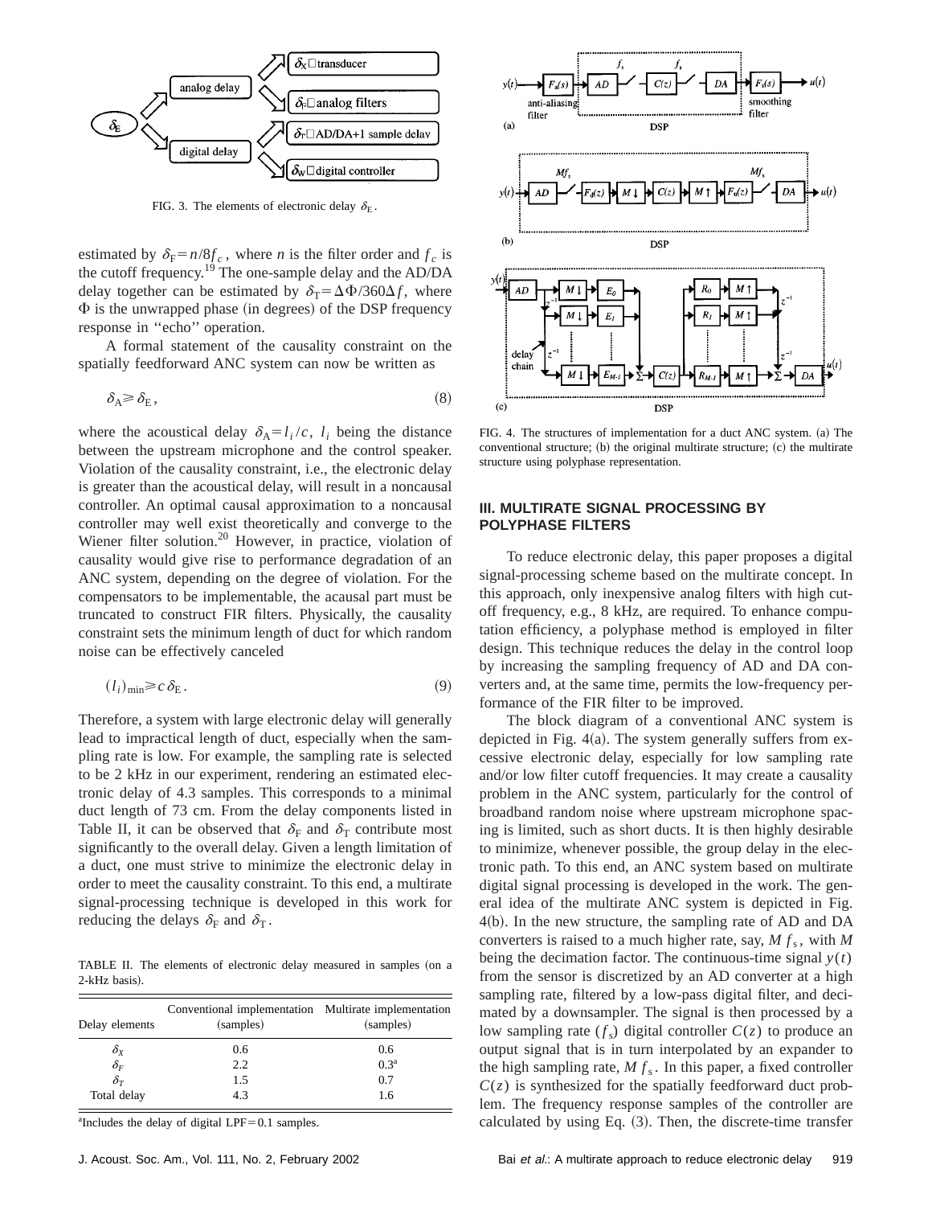FIG. 3. The elements of electronic delay $\delta_E$.

estimated by $\delta_F = n/8f_c$, where $n$ is the filter order and $f_c$ is the cutoff frequency.[19] The one-sample delay and the AD/DA delay together can be estimated by $\delta_T = \Delta\Phi/360\Delta f$, where $\Phi$ is the unwrapped phase (in degrees) of the DSP frequency response in "echo" operation.

A formal statement of the causality constraint on the spatially feedforward ANC system can now be written as

$$\delta_A \geq \delta_E, \tag{8}$$

where the acoustical delay $\delta_A = l_i/c$, $l_i$ being the distance between the upstream microphone and the control speaker. Violation of the causality constraint, i.e., the electronic delay is greater than the acoustical delay, will result in a noncausal controller. An optimal causal approximation to a noncausal controller may well exist theoretically and converge to the Wiener filter solution.[20] However, in practice, violation of causality would give rise to performance degradation of an ANC system, depending on the degree of violation. For the compensators to be implementable, the acausal part must be truncated to construct FIR filters. Physically, the causality constraint sets the minimum length of duct for which random noise can be effectively canceled

$$(l_i)_{\min} \geq c\,\delta_E. \tag{9}$$

Therefore, a system with large electronic delay will generally lead to impractical length of duct, especially when the sampling rate is low. For example, the sampling rate is selected to be 2 kHz in our experiment, rendering an estimated electronic delay of 4.3 samples. This corresponds to a minimal duct length of 73 cm. From the delay components listed in Table II, it can be observed that $\delta_F$ and $\delta_T$ contribute most significantly to the overall delay. Given a length limitation of a duct, one must strive to minimize the electronic delay in order to meet the causality constraint. To this end, a multirate signal-processing technique is developed in this work for reducing the delays $\delta_F$ and $\delta_T$.

TABLE II. The elements of electronic delay measured in samples (on a 2-kHz basis).

| Delay elements | Conventional implementation (samples) | Multirate implementation (samples) |
|---|---|---|
| $\delta_X$ | 0.6 | 0.6 |
| $\delta_F$ | 2.2 | 0.3[a] |
| $\delta_T$ | 1.5 | 0.7 |
| Total delay | 4.3 | 1.6 |

[a]Includes the delay of digital LPF=0.1 samples.

FIG. 4. The structures of implementation for a duct ANC system. (a) The conventional structure; (b) the original multirate structure; (c) the multirate structure using polyphase representation.

## III. MULTIRATE SIGNAL PROCESSING BY POLYPHASE FILTERS

To reduce electronic delay, this paper proposes a digital signal-processing scheme based on the multirate concept. In this approach, only inexpensive analog filters with high cutoff frequency, e.g., 8 kHz, are required. To enhance computation efficiency, a polyphase method is employed in filter design. This technique reduces the delay in the control loop by increasing the sampling frequency of AD and DA converters and, at the same time, permits the low-frequency performance of the FIR filter to be improved.

The block diagram of a conventional ANC system is depicted in Fig. 4(a). The system generally suffers from excessive electronic delay, especially for low sampling rate and/or low filter cutoff frequencies. It may create a causality problem in the ANC system, particularly for the control of broadband random noise where upstream microphone spacing is limited, such as short ducts. It is then highly desirable to minimize, whenever possible, the group delay in the electronic path. To this end, an ANC system based on multirate digital signal processing is developed in the work. The general idea of the multirate ANC system is depicted in Fig. 4(b). In the new structure, the sampling rate of AD and DA converters is raised to a much higher rate, say, $M f_s$, with $M$ being the decimation factor. The continuous-time signal $y(t)$ from the sensor is discretized by an AD converter at a high sampling rate, filtered by a low-pass digital filter, and decimated by a downsampler. The signal is then processed by a low sampling rate ($f_s$) digital controller $C(z)$ to produce an output signal that is in turn interpolated by an expander to the high sampling rate, $M f_s$. In this paper, a fixed controller $C(z)$ is synthesized for the spatially feedforward duct problem. The frequency response samples of the controller are calculated by using Eq. (3). Then, the discrete-time transfer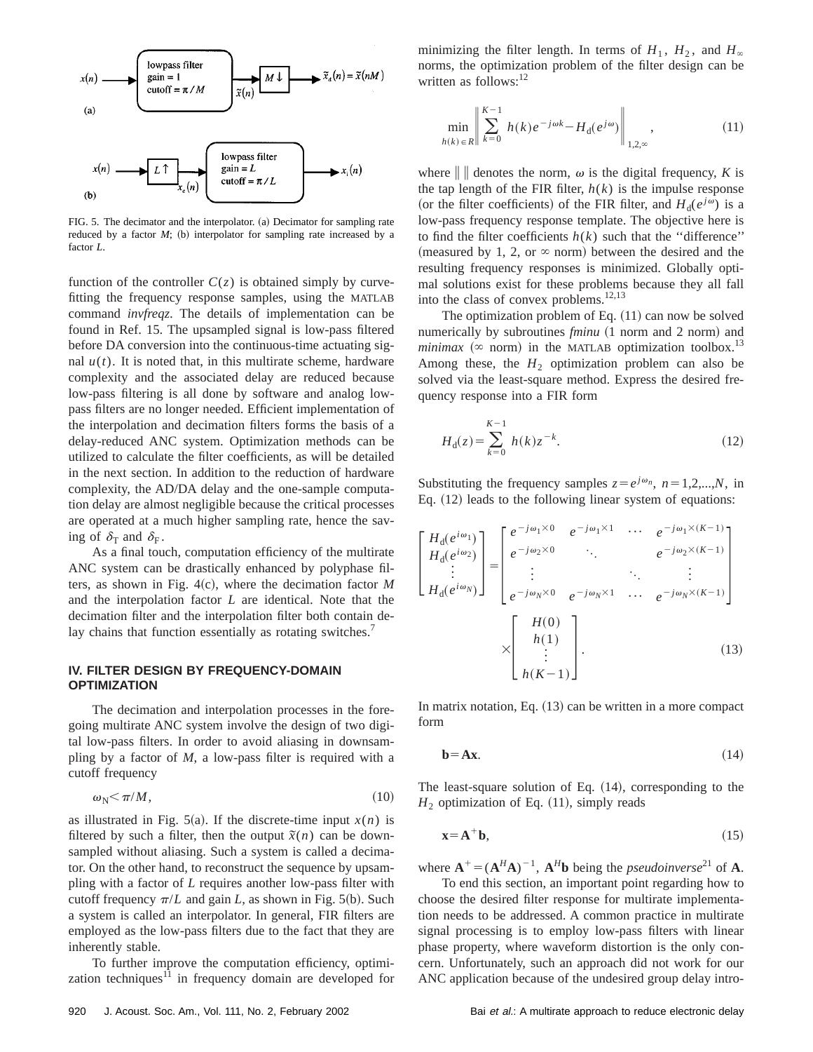FIG. 5. The decimator and the interpolator. (a) Decimator for sampling rate reduced by a factor $M$; (b) interpolator for sampling rate increased by a factor $L$.

function of the controller $C(z)$ is obtained simply by curve-fitting the frequency response samples, using the MATLAB command *invfreqz*. The details of implementation can be found in Ref. 15. The upsampled signal is low-pass filtered before DA conversion into the continuous-time actuating signal $u(t)$. It is noted that, in this multirate scheme, hardware complexity and the associated delay are reduced because low-pass filtering is all done by software and analog low-pass filters are no longer needed. Efficient implementation of the interpolation and decimation filters forms the basis of a delay-reduced ANC system. Optimization methods can be utilized to calculate the filter coefficients, as will be detailed in the next section. In addition to the reduction of hardware complexity, the AD/DA delay and the one-sample computation delay are almost negligible because the critical processes are operated at a much higher sampling rate, hence the saving of $\delta_T$ and $\delta_F$.

As a final touch, computation efficiency of the multirate ANC system can be drastically enhanced by polyphase filters, as shown in Fig. 4(c), where the decimation factor $M$ and the interpolation factor $L$ are identical. Note that the decimation filter and the interpolation filter both contain delay chains that function essentially as rotating switches.[7]

## IV. FILTER DESIGN BY FREQUENCY-DOMAIN OPTIMIZATION

The decimation and interpolation processes in the foregoing multirate ANC system involve the design of two digital low-pass filters. In order to avoid aliasing in downsampling by a factor of $M$, a low-pass filter is required with a cutoff frequency

$$\omega_N < \pi/M, \tag{10}$$

as illustrated in Fig. 5(a). If the discrete-time input $x(n)$ is filtered by such a filter, then the output $\tilde{x}(n)$ can be downsampled without aliasing. Such a system is called a decimator. On the other hand, to reconstruct the sequence by upsampling with a factor of $L$ requires another low-pass filter with cutoff frequency $\pi/L$ and gain $L$, as shown in Fig. 5(b). Such a system is called an interpolator. In general, FIR filters are employed as the low-pass filters due to the fact that they are inherently stable.

To further improve the computation efficiency, optimization techniques[11] in frequency domain are developed for minimizing the filter length. In terms of $H_1$, $H_2$, and $H_\infty$ norms, the optimization problem of the filter design can be written as follows:[12]

$$\min_{h(k)\in R} \left\| \sum_{k=0}^{K-1} h(k)e^{-j\omega k} - H_d(e^{j\omega}) \right\|_{1,2,\infty}, \tag{11}$$

where $\| \ \|$ denotes the norm, $\omega$ is the digital frequency, $K$ is the tap length of the FIR filter, $h(k)$ is the impulse response (or the filter coefficients) of the FIR filter, and $H_d(e^{j\omega})$ is a low-pass frequency response template. The objective here is to find the filter coefficients $h(k)$ such that the "difference" (measured by 1, 2, or $\infty$ norm) between the desired and the resulting frequency responses is minimized. Globally optimal solutions exist for these problems because they all fall into the class of convex problems.[12,13]

The optimization problem of Eq. (11) can now be solved numerically by subroutines *fminu* (1 norm and 2 norm) and *minimax* ($\infty$ norm) in the MATLAB optimization toolbox.[13] Among these, the $H_2$ optimization problem can also be solved via the least-square method. Express the desired frequency response into a FIR form

$$H_d(z) = \sum_{k=0}^{K-1} h(k)z^{-k}. \tag{12}$$

Substituting the frequency samples $z=e^{j\omega_n}$, $n=1,2,...,N$, in Eq. (12) leads to the following linear system of equations:

$$\begin{bmatrix} H_d(e^{i\omega_1}) \\ H_d(e^{i\omega_2}) \\ \vdots \\ H_d(e^{i\omega_N}) \end{bmatrix} = \begin{bmatrix} e^{-j\omega_1\times 0} & e^{-j\omega_1\times 1} & \cdots & e^{-j\omega_1\times(K-1)} \\ e^{-j\omega_2\times 0} & \ddots & & e^{-j\omega_2\times(K-1)} \\ \vdots & & \ddots & \vdots \\ e^{-j\omega_N\times 0} & e^{-j\omega_N\times 1} & \cdots & e^{-j\omega_N\times(K-1)} \end{bmatrix} \times \begin{bmatrix} H(0) \\ h(1) \\ \vdots \\ h(K-1) \end{bmatrix}. \tag{13}$$

In matrix notation, Eq. (13) can be written in a more compact form

$$\mathbf{b} = \mathbf{A}\mathbf{x}. \tag{14}$$

The least-square solution of Eq. (14), corresponding to the $H_2$ optimization of Eq. (11), simply reads

$$\mathbf{x} = \mathbf{A}^{+}\mathbf{b}, \tag{15}$$

where $\mathbf{A}^{+} = (\mathbf{A}^H\mathbf{A})^{-1}$, $\mathbf{A}^H\mathbf{b}$ being the *pseudoinverse*[21] of $\mathbf{A}$.

To end this section, an important point regarding how to choose the desired filter response for multirate implementation needs to be addressed. A common practice in multirate signal processing is to employ low-pass filters with linear phase property, where waveform distortion is the only concern. Unfortunately, such an approach did not work for our ANC application because of the undesired group delay intro-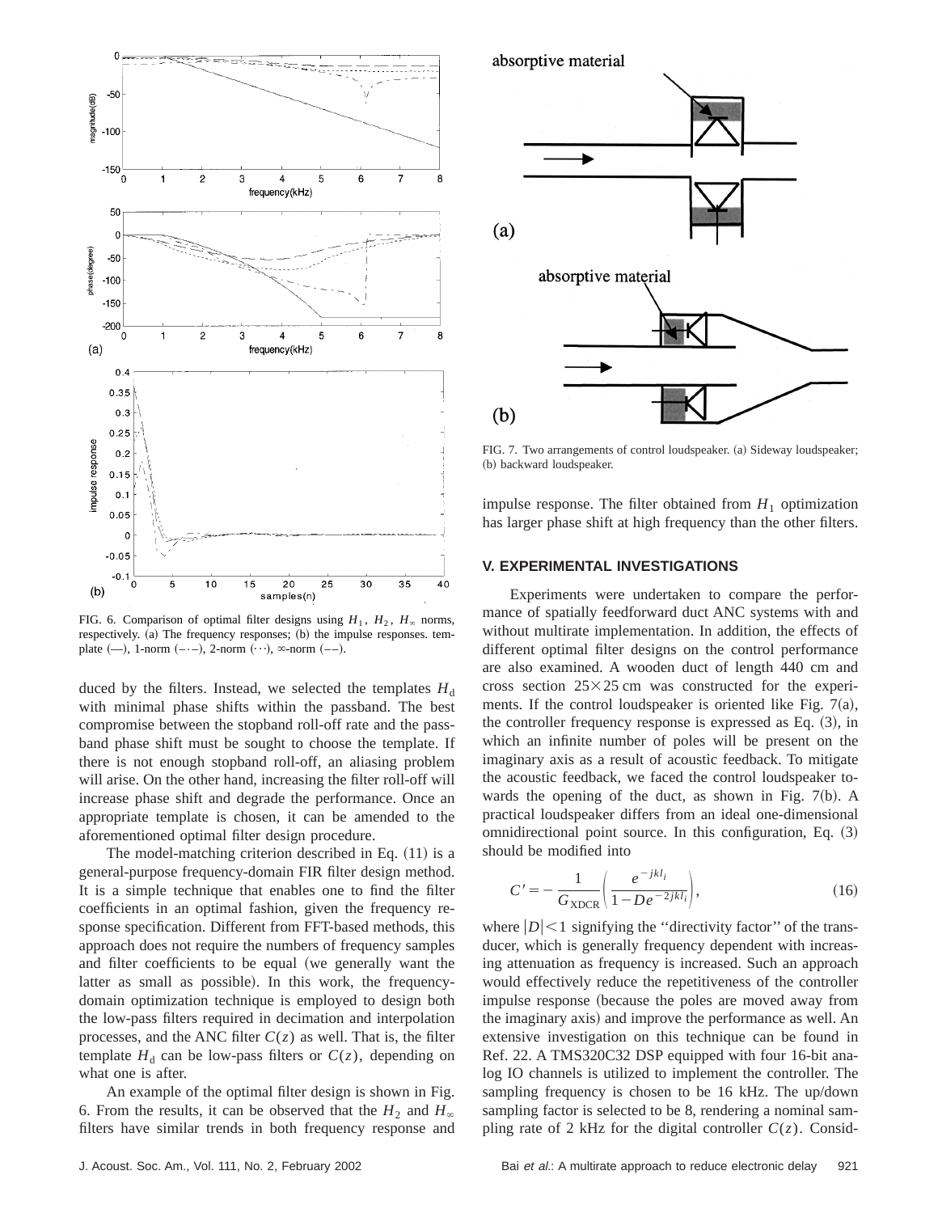FIG. 6. Comparison of optimal filter designs using $H_1$, $H_2$, $H_\infty$ norms, respectively. (a) The frequency responses; (b) the impulse responses. template (—), 1-norm (–·–), 2-norm (···), ∞-norm (––).

duced by the filters. Instead, we selected the templates $H_d$ with minimal phase shifts within the passband. The best compromise between the stopband roll-off rate and the passband phase shift must be sought to choose the template. If there is not enough stopband roll-off, an aliasing problem will arise. On the other hand, increasing the filter roll-off will increase phase shift and degrade the performance. Once an appropriate template is chosen, it can be amended to the aforementioned optimal filter design procedure.

The model-matching criterion described in Eq. (11) is a general-purpose frequency-domain FIR filter design method. It is a simple technique that enables one to find the filter coefficients in an optimal fashion, given the frequency response specification. Different from FFT-based methods, this approach does not require the numbers of frequency samples and filter coefficients to be equal (we generally want the latter as small as possible). In this work, the frequency-domain optimization technique is employed to design both the low-pass filters required in decimation and interpolation processes, and the ANC filter $C(z)$ as well. That is, the filter template $H_d$ can be low-pass filters or $C(z)$, depending on what one is after.

An example of the optimal filter design is shown in Fig. 6. From the results, it can be observed that the $H_2$ and $H_\infty$ filters have similar trends in both frequency response and impulse response. The filter obtained from $H_1$ optimization has larger phase shift at high frequency than the other filters.

FIG. 7. Two arrangements of control loudspeaker. (a) Sideway loudspeaker; (b) backward loudspeaker.

## V. EXPERIMENTAL INVESTIGATIONS

Experiments were undertaken to compare the performance of spatially feedforward duct ANC systems with and without multirate implementation. In addition, the effects of different optimal filter designs on the control performance are also examined. A wooden duct of length 440 cm and cross section 25×25 cm was constructed for the experiments. If the control loudspeaker is oriented like Fig. 7(a), the controller frequency response is expressed as Eq. (3), in which an infinite number of poles will be present on the imaginary axis as a result of acoustic feedback. To mitigate the acoustic feedback, we faced the control loudspeaker towards the opening of the duct, as shown in Fig. 7(b). A practical loudspeaker differs from an ideal one-dimensional omnidirectional point source. In this configuration, Eq. (3) should be modified into

$$C' = -\frac{1}{G_{\mathrm{XDCR}}}\left(\frac{e^{-jkl_i}}{1-De^{-2jkl_i}}\right), \tag{16}$$

where $|D|<1$ signifying the "directivity factor" of the transducer, which is generally frequency dependent with increasing attenuation as frequency is increased. Such an approach would effectively reduce the repetitiveness of the controller impulse response (because the poles are moved away from the imaginary axis) and improve the performance as well. An extensive investigation on this technique can be found in Ref. 22. A TMS320C32 DSP equipped with four 16-bit analog IO channels is utilized to implement the controller. The sampling frequency is chosen to be 16 kHz. The up/down sampling factor is selected to be 8, rendering a nominal sampling rate of 2 kHz for the digital controller $C(z)$. Consid-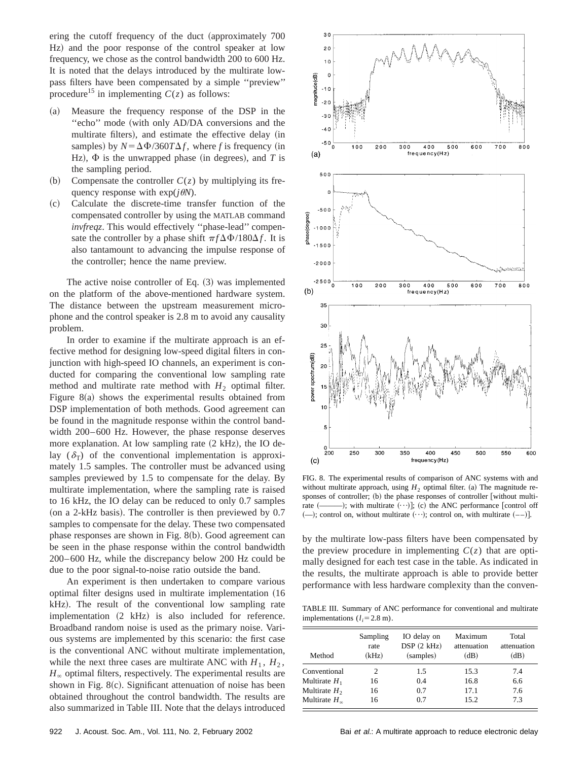ering the cutoff frequency of the duct (approximately 700 Hz) and the poor response of the control speaker at low frequency, we chose as the control bandwidth 200 to 600 Hz. It is noted that the delays introduced by the multirate low-pass filters have been compensated by a simple ''preview'' procedure[15] in implementing $C(z)$ as follows:

(a) Measure the frequency response of the DSP in the ''echo'' mode (with only AD/DA conversions and the multirate filters), and estimate the effective delay (in samples) by $N = \Delta\Phi/360T\Delta f$, where $f$ is frequency (in Hz), $\Phi$ is the unwrapped phase (in degrees), and $T$ is the sampling period.

(b) Compensate the controller $C(z)$ by multiplying its frequency response with $\exp(j\theta N)$.

(c) Calculate the discrete-time transfer function of the compensated controller by using the MATLAB command *invfreqz*. This would effectively ''phase-lead'' compensate the controller by a phase shift $\pi f \Delta\Phi/180\Delta f$. It is also tantamount to advancing the impulse response of the controller; hence the name preview.

The active noise controller of Eq. (3) was implemented on the platform of the above-mentioned hardware system. The distance between the upstream measurement microphone and the control speaker is 2.8 m to avoid any causality problem.

In order to examine if the multirate approach is an effective method for designing low-speed digital filters in conjunction with high-speed IO channels, an experiment is conducted for comparing the conventional low sampling rate method and multirate method with $H_2$ optimal filter. Figure 8(a) shows the experimental results obtained from DSP implementation of both methods. Good agreement can be found in the magnitude response within the control bandwidth 200–600 Hz. However, the phase response deserves more explanation. At low sampling rate (2 kHz), the IO delay ($\delta_T$) of the conventional implementation is approximately 1.5 samples. The controller must be advanced using samples previewed by 1.5 to compensate for the delay. By multirate implementation, where the sampling rate is raised to 16 kHz, the IO delay can be reduced to only 0.7 samples (on a 2-kHz basis). The controller is then previewed by 0.7 samples to compensate for the delay. These two compensated phase responses are shown in Fig. 8(b). Good agreement can be seen in the phase response within the control bandwidth 200–600 Hz, while the discrepancy below 200 Hz could be due to the poor signal-to-noise ratio outside the band.

An experiment is then undertaken to compare various optimal filter designs used in multirate implementation (16 kHz). The result of the conventional low sampling rate implementation (2 kHz) is also included for reference. Broadband random noise is used as the primary noise. Various systems are implemented by this scenario: the first case is the conventional ANC without multirate implementation, while the next three cases are multirate ANC with $H_1$, $H_2$, $H_\infty$ optimal filters, respectively. The experimental results are shown in Fig. 8(c). Significant attenuation of noise has been obtained throughout the control bandwidth. The results are also summarized in Table III. Note that the delays introduced by the multirate low-pass filters have been compensated by the preview procedure in implementing $C(z)$ that are optimally designed for each test case in the table. As indicated in the results, the multirate approach is able to provide better performance with less hardware complexity than the conven-

FIG. 8. The experimental results of comparison of ANC systems with and without multirate approach, using $H_2$ optimal filter. (a) The magnitude responses of controller; (b) the phase responses of controller [without multirate (———); with multirate (···)]; (c) the ANC performance [control off (—); control on, without multirate (···); control on, with multirate (– –)].

TABLE III. Summary of ANC performance for conventional and multirate implementations ($l_i = 2.8$ m).

| Method | Sampling rate (kHz) | IO delay on DSP (2 kHz) (samples) | Maximum attenuation (dB) | Total attenuation (dB) |
|---|---|---|---|---|
| Conventional | 2 | 1.5 | 15.3 | 7.4 |
| Multirate $H_1$ | 16 | 0.4 | 16.8 | 6.6 |
| Multirate $H_2$ | 16 | 0.7 | 17.1 | 7.6 |
| Multirate $H_\infty$ | 16 | 0.7 | 15.2 | 7.3 |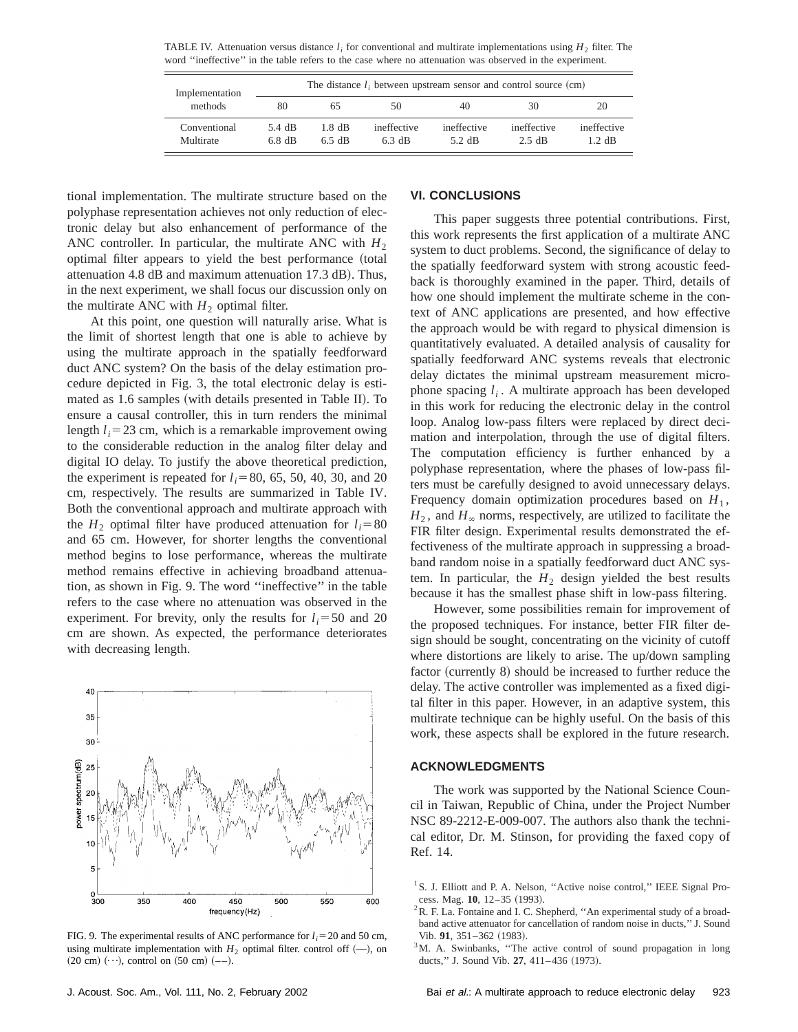TABLE IV. Attenuation versus distance $l_i$ for conventional and multirate implementations using $H_2$ filter. The word ''ineffective'' in the table refers to the case where no attenuation was observed in the experiment.

| Implementation methods | The distance $l_i$ between upstream sensor and control source (cm) | | | | | |
|---|---|---|---|---|---|---|
| | 80 | 65 | 50 | 40 | 30 | 20 |
| Conventional | 5.4 dB | 1.8 dB | ineffective | ineffective | ineffective | ineffective |
| Multirate | 6.8 dB | 6.5 dB | 6.3 dB | 5.2 dB | 2.5 dB | 1.2 dB |

tional implementation. The multirate structure based on the polyphase representation achieves not only reduction of electronic delay but also enhancement of performance of the ANC controller. In particular, the multirate ANC with $H_2$ optimal filter appears to yield the best performance (total attenuation 4.8 dB and maximum attenuation 17.3 dB). Thus, in the next experiment, we shall focus our discussion only on the multirate ANC with $H_2$ optimal filter.

At this point, one question will naturally arise. What is the limit of shortest length that one is able to achieve by using the multirate approach in the spatially feedforward duct ANC system? On the basis of the delay estimation procedure depicted in Fig. 3, the total electronic delay is estimated as 1.6 samples (with details presented in Table II). To ensure a causal controller, this in turn renders the minimal length $l_i = 23$ cm, which is a remarkable improvement owing to the considerable reduction in the analog filter delay and digital IO delay. To justify the above theoretical prediction, the experiment is repeated for $l_i = 80$, 65, 50, 40, 30, and 20 cm, respectively. The results are summarized in Table IV. Both the conventional approach and multirate approach with the $H_2$ optimal filter have produced attenuation for $l_i = 80$ and 65 cm. However, for shorter lengths the conventional method begins to lose performance, whereas the multirate method remains effective in achieving broadband attenuation, as shown in Fig. 9. The word ''ineffective'' in the table refers to the case where no attenuation was observed in the experiment. For brevity, only the results for $l_i = 50$ and 20 cm are shown. As expected, the performance deteriorates with decreasing length.

FIG. 9. The experimental results of ANC performance for $l_i = 20$ and 50 cm, using multirate implementation with $H_2$ optimal filter. control off (—), on (20 cm) (···), control on (50 cm) (– –).

## VI. CONCLUSIONS

This paper suggests three potential contributions. First, this work represents the first application of a multirate ANC system to duct problems. Second, the significance of delay to the spatially feedforward system with strong acoustic feedback is thoroughly examined in the paper. Third, details of how one should implement the multirate scheme in the context of ANC applications are presented, and how effective the approach would be with regard to physical dimension is quantitatively evaluated. A detailed analysis of causality for spatially feedforward ANC systems reveals that electronic delay dictates the minimal upstream measurement microphone spacing $l_i$. A multirate approach has been developed in this work for reducing the electronic delay in the control loop. Analog low-pass filters were replaced by direct decimation and interpolation, through the use of digital filters. The computation efficiency is further enhanced by a polyphase representation, where the phases of low-pass filters must be carefully designed to avoid unnecessary delays. Frequency domain optimization procedures based on $H_1$, $H_2$, and $H_\infty$ norms, respectively, are utilized to facilitate the FIR filter design. Experimental results demonstrated the effectiveness of the multirate approach in suppressing a broadband random noise in a spatially feedforward duct ANC system. In particular, the $H_2$ design yielded the best results because it has the smallest phase shift in low-pass filtering.

However, some possibilities remain for improvement of the proposed techniques. For instance, better FIR filter design should be sought, concentrating on the vicinity of cutoff where distortions are likely to arise. The up/down sampling factor (currently 8) should be increased to further reduce the delay. The active controller was implemented as a fixed digital filter in this paper. However, in an adaptive system, this multirate technique can be highly useful. On the basis of this work, these aspects shall be explored in the future research.

## ACKNOWLEDGMENTS

The work was supported by the National Science Council in Taiwan, Republic of China, under the Project Number NSC 89-2212-E-009-007. The authors also thank the technical editor, Dr. M. Stinson, for providing the faxed copy of Ref. 14.

[1] S. J. Elliott and P. A. Nelson, ''Active noise control,'' IEEE Signal Process. Mag. **10**, 12–35 (1993).

[2] R. F. La. Fontaine and I. C. Shepherd, ''An experimental study of a broadband active attenuator for cancellation of random noise in ducts,'' J. Sound Vib. **91**, 351–362 (1983).

[3] M. A. Swinbanks, ''The active control of sound propagation in long ducts,'' J. Sound Vib. **27**, 411–436 (1973).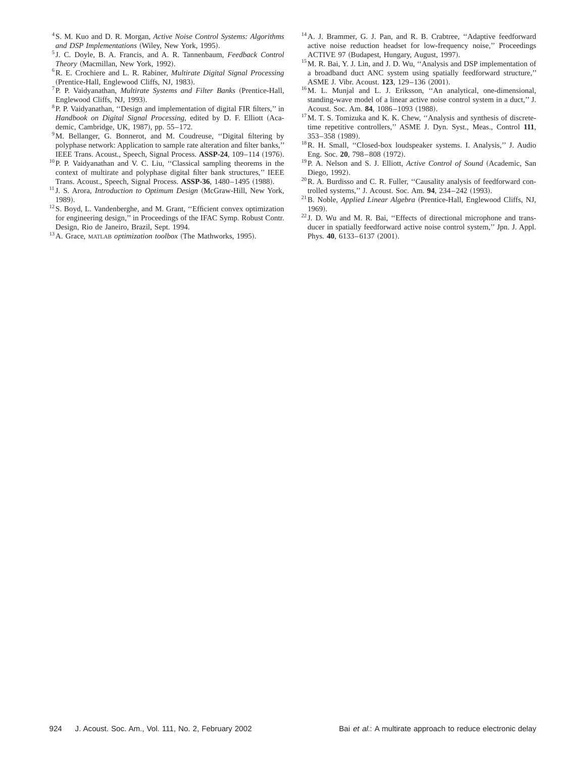[4] S. M. Kuo and D. R. Morgan, *Active Noise Control Systems: Algorithms and DSP Implementations* (Wiley, New York, 1995).

[5] J. C. Doyle, B. A. Francis, and A. R. Tannenbaum, *Feedback Control Theory* (Macmillan, New York, 1992).

[6] R. E. Crochiere and L. R. Rabiner, *Multirate Digital Signal Processing* (Prentice-Hall, Englewood Cliffs, NJ, 1983).

[7] P. P. Vaidyanathan, *Multirate Systems and Filter Banks* (Prentice-Hall, Englewood Cliffs, NJ, 1993).

[8] P. P. Vaidyanathan, ''Design and implementation of digital FIR filters,'' in *Handbook on Digital Signal Processing*, edited by D. F. Elliott (Academic, Cambridge, UK, 1987), pp. 55–172.

[9] M. Bellanger, G. Bonnerot, and M. Coudreuse, ''Digital filtering by polyphase network: Application to sample rate alteration and filter banks,'' IEEE Trans. Acoust., Speech, Signal Process. **ASSP-24**, 109–114 (1976).

[10] P. P. Vaidyanathan and V. C. Liu, ''Classical sampling theorems in the context of multirate and polyphase digital filter bank structures,'' IEEE Trans. Acoust., Speech, Signal Process. **ASSP-36**, 1480–1495 (1988).

[11] J. S. Arora, *Introduction to Optimum Design* (McGraw-Hill, New York, 1989).

[12] S. Boyd, L. Vandenberghe, and M. Grant, ''Efficient convex optimization for engineering design,'' in Proceedings of the IFAC Symp. Robust Contr. Design, Rio de Janeiro, Brazil, Sept. 1994.

[13] A. Grace, MATLAB *optimization toolbox* (The Mathworks, 1995).

[14] A. J. Brammer, G. J. Pan, and R. B. Crabtree, ''Adaptive feedforward active noise reduction headset for low-frequency noise,'' Proceedings ACTIVE 97 (Budapest, Hungary, August, 1997).

[15] M. R. Bai, Y. J. Lin, and J. D. Wu, ''Analysis and DSP implementation of a broadband duct ANC system using spatially feedforward structure,'' ASME J. Vibr. Acoust. **123**, 129–136 (2001).

[16] M. L. Munjal and L. J. Eriksson, ''An analytical, one-dimensional, standing-wave model of a linear active noise control system in a duct,'' J. Acoust. Soc. Am. **84**, 1086–1093 (1988).

[17] M. T. S. Tomizuka and K. K. Chew, ''Analysis and synthesis of discrete-time repetitive controllers,'' ASME J. Dyn. Syst., Meas., Control **111**, 353–358 (1989).

[18] R. H. Small, ''Closed-box loudspeaker systems. I. Analysis,'' J. Audio Eng. Soc. **20**, 798–808 (1972).

[19] P. A. Nelson and S. J. Elliott, *Active Control of Sound* (Academic, San Diego, 1992).

[20] R. A. Burdisso and C. R. Fuller, ''Causality analysis of feedforward controlled systems,'' J. Acoust. Soc. Am. **94**, 234–242 (1993).

[21] B. Noble, *Applied Linear Algebra* (Prentice-Hall, Englewood Cliffs, NJ, 1969).

[22] J. D. Wu and M. R. Bai, ''Effects of directional microphone and transducer in spatially feedforward active noise control system,'' Jpn. J. Appl. Phys. **40**, 6133–6137 (2001).